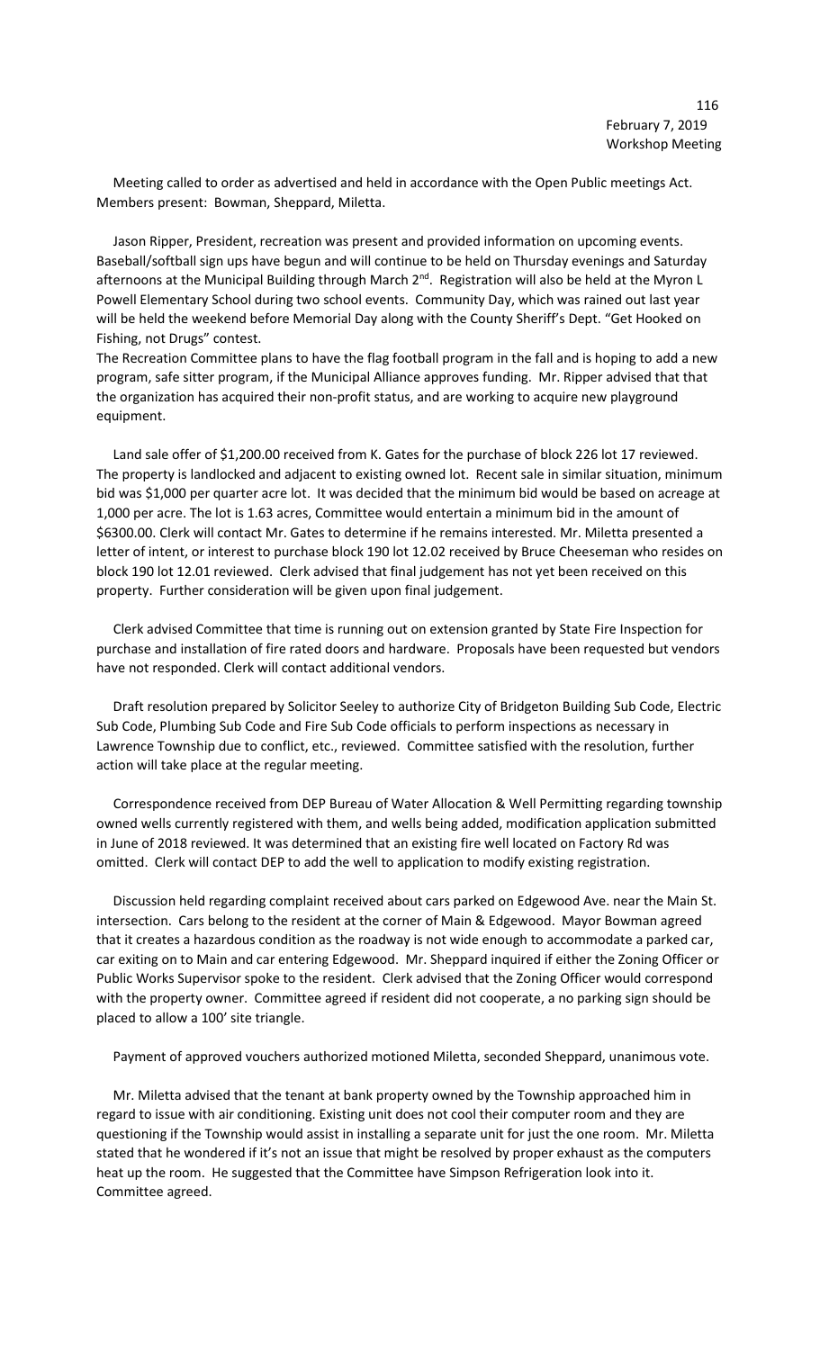February 7, 2019
Workshop Meeting

Meeting called to order as advertised and held in accordance with the Open Public meetings Act. Members present: Bowman, Sheppard, Miletta.

Jason Ripper, President, recreation was present and provided information on upcoming events. Baseball/softball sign ups have begun and will continue to be held on Thursday evenings and Saturday afternoons at the Municipal Building through March 2nd. Registration will also be held at the Myron L Powell Elementary School during two school events. Community Day, which was rained out last year will be held the weekend before Memorial Day along with the County Sheriff's Dept. "Get Hooked on Fishing, not Drugs" contest.
The Recreation Committee plans to have the flag football program in the fall and is hoping to add a new program, safe sitter program, if the Municipal Alliance approves funding. Mr. Ripper advised that that the organization has acquired their non-profit status, and are working to acquire new playground equipment.

Land sale offer of $1,200.00 received from K. Gates for the purchase of block 226 lot 17 reviewed. The property is landlocked and adjacent to existing owned lot. Recent sale in similar situation, minimum bid was $1,000 per quarter acre lot. It was decided that the minimum bid would be based on acreage at 1,000 per acre. The lot is 1.63 acres, Committee would entertain a minimum bid in the amount of $6300.00. Clerk will contact Mr. Gates to determine if he remains interested. Mr. Miletta presented a letter of intent, or interest to purchase block 190 lot 12.02 received by Bruce Cheeseman who resides on block 190 lot 12.01 reviewed. Clerk advised that final judgement has not yet been received on this property. Further consideration will be given upon final judgement.

Clerk advised Committee that time is running out on extension granted by State Fire Inspection for purchase and installation of fire rated doors and hardware. Proposals have been requested but vendors have not responded. Clerk will contact additional vendors.

Draft resolution prepared by Solicitor Seeley to authorize City of Bridgeton Building Sub Code, Electric Sub Code, Plumbing Sub Code and Fire Sub Code officials to perform inspections as necessary in Lawrence Township due to conflict, etc., reviewed. Committee satisfied with the resolution, further action will take place at the regular meeting.

Correspondence received from DEP Bureau of Water Allocation & Well Permitting regarding township owned wells currently registered with them, and wells being added, modification application submitted in June of 2018 reviewed. It was determined that an existing fire well located on Factory Rd was omitted. Clerk will contact DEP to add the well to application to modify existing registration.

Discussion held regarding complaint received about cars parked on Edgewood Ave. near the Main St. intersection. Cars belong to the resident at the corner of Main & Edgewood. Mayor Bowman agreed that it creates a hazardous condition as the roadway is not wide enough to accommodate a parked car, car exiting on to Main and car entering Edgewood. Mr. Sheppard inquired if either the Zoning Officer or Public Works Supervisor spoke to the resident. Clerk advised that the Zoning Officer would correspond with the property owner. Committee agreed if resident did not cooperate, a no parking sign should be placed to allow a 100' site triangle.

Payment of approved vouchers authorized motioned Miletta, seconded Sheppard, unanimous vote.

Mr. Miletta advised that the tenant at bank property owned by the Township approached him in regard to issue with air conditioning. Existing unit does not cool their computer room and they are questioning if the Township would assist in installing a separate unit for just the one room. Mr. Miletta stated that he wondered if it's not an issue that might be resolved by proper exhaust as the computers heat up the room. He suggested that the Committee have Simpson Refrigeration look into it. Committee agreed.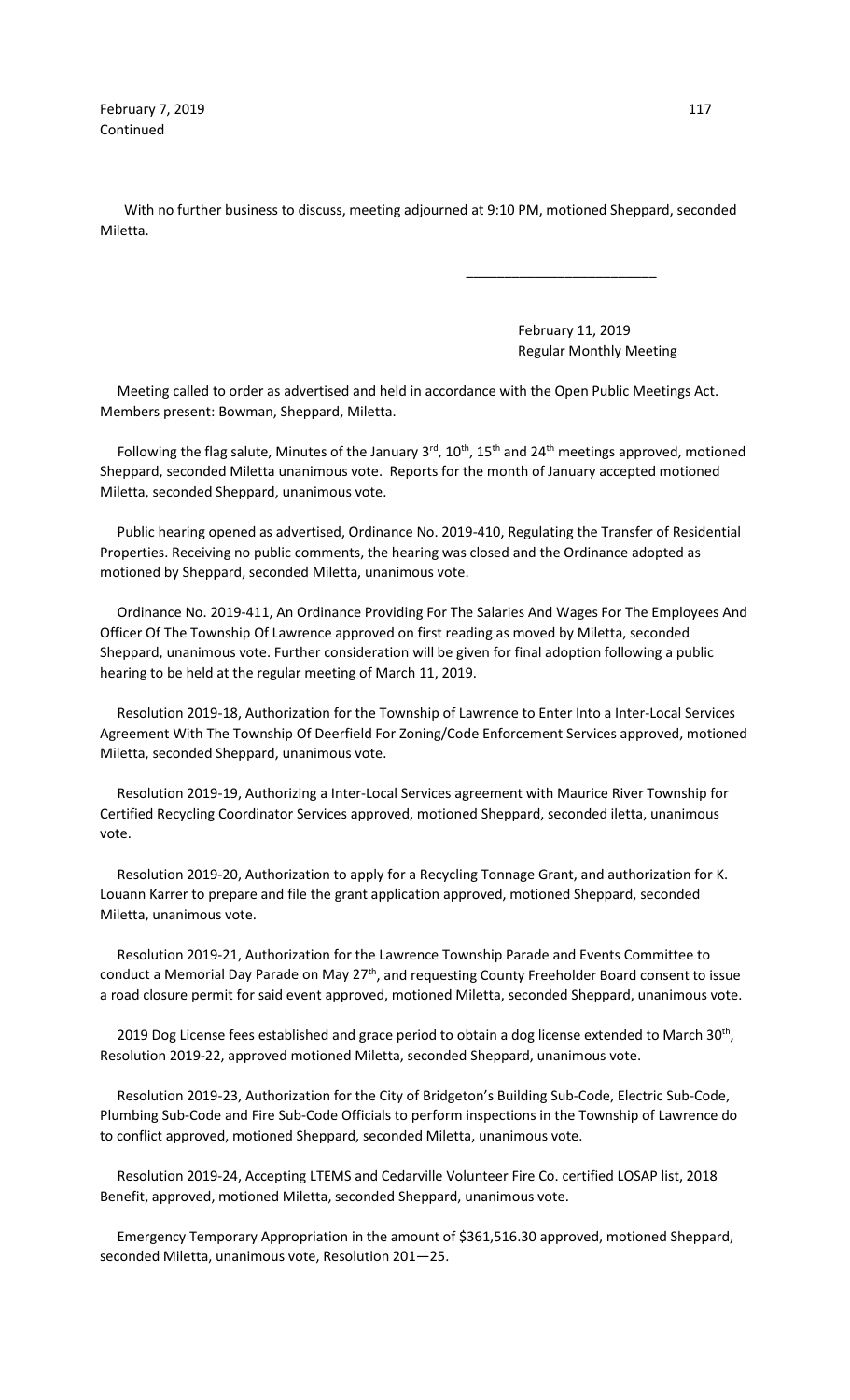With no further business to discuss, meeting adjourned at 9:10 PM, motioned Sheppard, seconded Miletta.

\_\_\_\_\_\_\_\_\_\_\_\_\_\_\_\_\_\_\_\_\_\_\_\_\_

February 11, 2019
Regular Monthly Meeting

Meeting called to order as advertised and held in accordance with the Open Public Meetings Act. Members present: Bowman, Sheppard, Miletta.

Following the flag salute, Minutes of the January 3rd, 10th, 15th and 24th meetings approved, motioned Sheppard, seconded Miletta unanimous vote. Reports for the month of January accepted motioned Miletta, seconded Sheppard, unanimous vote.

Public hearing opened as advertised, Ordinance No. 2019-410, Regulating the Transfer of Residential Properties. Receiving no public comments, the hearing was closed and the Ordinance adopted as motioned by Sheppard, seconded Miletta, unanimous vote.

Ordinance No. 2019-411, An Ordinance Providing For The Salaries And Wages For The Employees And Officer Of The Township Of Lawrence approved on first reading as moved by Miletta, seconded Sheppard, unanimous vote. Further consideration will be given for final adoption following a public hearing to be held at the regular meeting of March 11, 2019.

Resolution 2019-18, Authorization for the Township of Lawrence to Enter Into a Inter-Local Services Agreement With The Township Of Deerfield For Zoning/Code Enforcement Services approved, motioned Miletta, seconded Sheppard, unanimous vote.

Resolution 2019-19, Authorizing a Inter-Local Services agreement with Maurice River Township for Certified Recycling Coordinator Services approved, motioned Sheppard, seconded iletta, unanimous vote.

Resolution 2019-20, Authorization to apply for a Recycling Tonnage Grant, and authorization for K. Louann Karrer to prepare and file the grant application approved, motioned Sheppard, seconded Miletta, unanimous vote.

Resolution 2019-21, Authorization for the Lawrence Township Parade and Events Committee to conduct a Memorial Day Parade on May 27th, and requesting County Freeholder Board consent to issue a road closure permit for said event approved, motioned Miletta, seconded Sheppard, unanimous vote.

2019 Dog License fees established and grace period to obtain a dog license extended to March 30th, Resolution 2019-22, approved motioned Miletta, seconded Sheppard, unanimous vote.

Resolution 2019-23, Authorization for the City of Bridgeton's Building Sub-Code, Electric Sub-Code, Plumbing Sub-Code and Fire Sub-Code Officials to perform inspections in the Township of Lawrence do to conflict approved, motioned Sheppard, seconded Miletta, unanimous vote.

Resolution 2019-24, Accepting LTEMS and Cedarville Volunteer Fire Co. certified LOSAP list, 2018 Benefit, approved, motioned Miletta, seconded Sheppard, unanimous vote.

Emergency Temporary Appropriation in the amount of $361,516.30 approved, motioned Sheppard, seconded Miletta, unanimous vote, Resolution 201—25.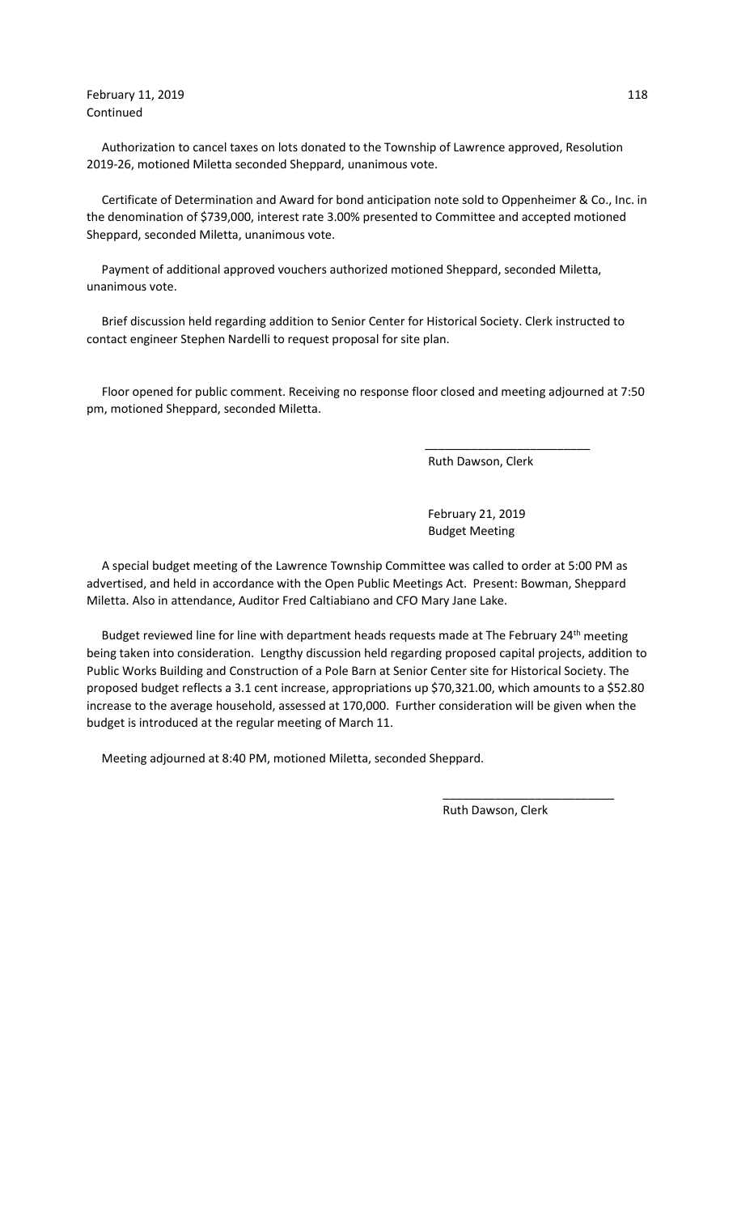February 11, 2019
Continued

Authorization to cancel taxes on lots donated to the Township of Lawrence approved, Resolution 2019-26, motioned Miletta seconded Sheppard, unanimous vote.

Certificate of Determination and Award for bond anticipation note sold to Oppenheimer & Co., Inc. in the denomination of $739,000, interest rate 3.00% presented to Committee and accepted motioned Sheppard, seconded Miletta, unanimous vote.

Payment of additional approved vouchers authorized motioned Sheppard, seconded Miletta, unanimous vote.

Brief discussion held regarding addition to Senior Center for Historical Society. Clerk instructed to contact engineer Stephen Nardelli to request proposal for site plan.

Floor opened for public comment. Receiving no response floor closed and meeting adjourned at 7:50 pm, motioned Sheppard, seconded Miletta.

\_\_\_\_\_\_\_\_\_\_\_\_\_\_\_\_\_\_\_\_\_\_\_\_\_

Ruth Dawson, Clerk

February 21, 2019
Budget Meeting

A special budget meeting of the Lawrence Township Committee was called to order at 5:00 PM as advertised, and held in accordance with the Open Public Meetings Act. Present: Bowman, Sheppard Miletta. Also in attendance, Auditor Fred Caltiabiano and CFO Mary Jane Lake.

Budget reviewed line for line with department heads requests made at The February 24th meeting being taken into consideration. Lengthy discussion held regarding proposed capital projects, addition to Public Works Building and Construction of a Pole Barn at Senior Center site for Historical Society. The proposed budget reflects a 3.1 cent increase, appropriations up $70,321.00, which amounts to a $52.80 increase to the average household, assessed at 170,000. Further consideration will be given when the budget is introduced at the regular meeting of March 11.

Meeting adjourned at 8:40 PM, motioned Miletta, seconded Sheppard.

\_\_\_\_\_\_\_\_\_\_\_\_\_\_\_\_\_\_\_\_\_\_\_\_\_

Ruth Dawson, Clerk